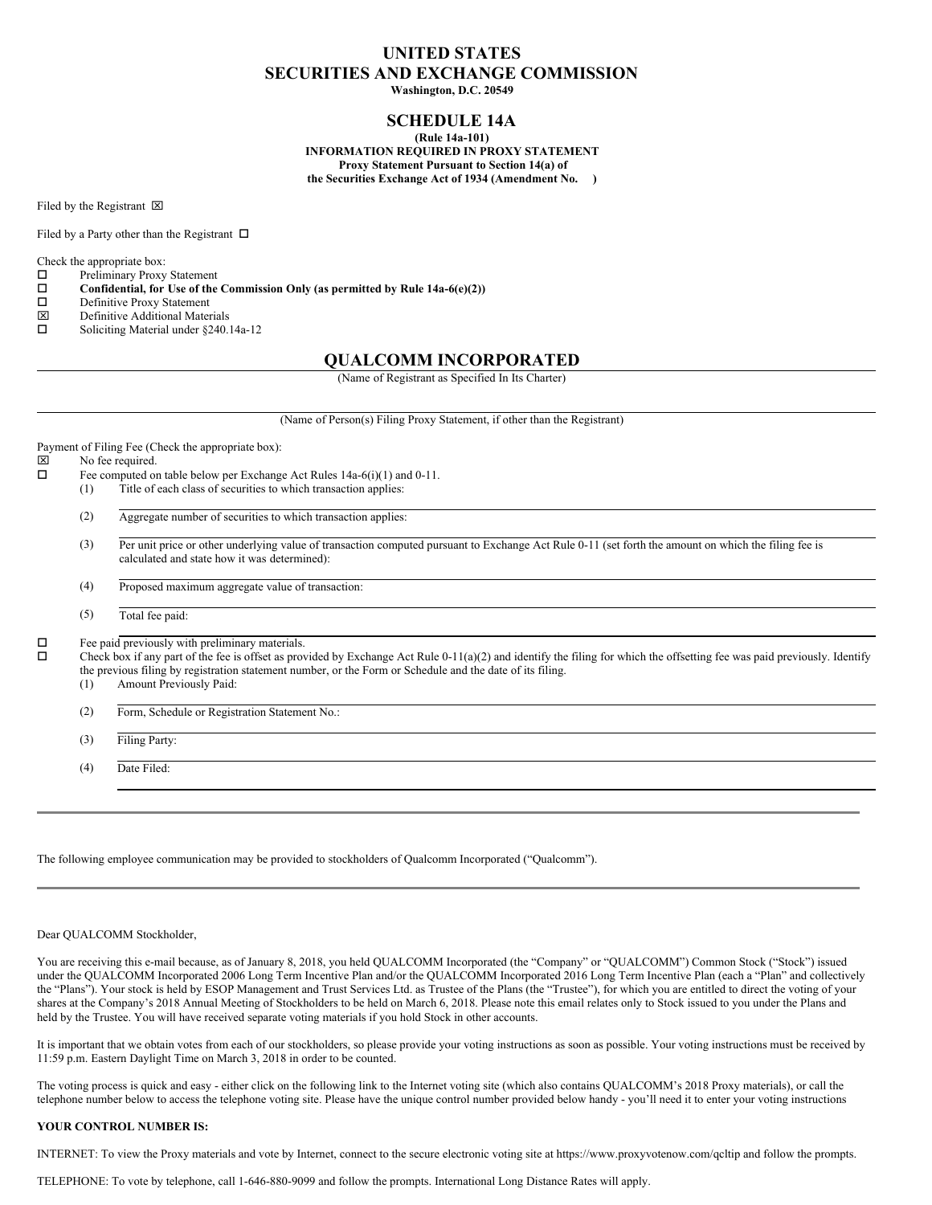# UNITED STATES
# SECURITIES AND EXCHANGE COMMISSION

**Washington, D.C. 20549**

## SCHEDULE 14A

**(Rule 14a-101)**
**INFORMATION REQUIRED IN PROXY STATEMENT**
**Proxy Statement Pursuant to Section 14(a) of**
**the Securities Exchange Act of 1934 (Amendment No. )**

Filed by the Registrant ☒

Filed by a Party other than the Registrant ☐

Check the appropriate box:

☐ Preliminary Proxy Statement
☐ **Confidential, for Use of the Commission Only (as permitted by Rule 14a-6(e)(2))**
☐ Definitive Proxy Statement
☒ Definitive Additional Materials
☐ Soliciting Material under §240.14a-12

## QUALCOMM INCORPORATED

(Name of Registrant as Specified In Its Charter)

(Name of Person(s) Filing Proxy Statement, if other than the Registrant)

Payment of Filing Fee (Check the appropriate box):

☒ No fee required.
☐ Fee computed on table below per Exchange Act Rules 14a-6(i)(1) and 0-11.

(1) Title of each class of securities to which transaction applies:

(2) Aggregate number of securities to which transaction applies:

(3) Per unit price or other underlying value of transaction computed pursuant to Exchange Act Rule 0-11 (set forth the amount on which the filing fee is calculated and state how it was determined):

(4) Proposed maximum aggregate value of transaction:

(5) Total fee paid:

☐ Fee paid previously with preliminary materials.
☐ Check box if any part of the fee is offset as provided by Exchange Act Rule 0-11(a)(2) and identify the filing for which the offsetting fee was paid previously. Identify the previous filing by registration statement number, or the Form or Schedule and the date of its filing.

(1) Amount Previously Paid:

(2) Form, Schedule or Registration Statement No.:

(3) Filing Party:

(4) Date Filed:

---

The following employee communication may be provided to stockholders of Qualcomm Incorporated ("Qualcomm").

---

Dear QUALCOMM Stockholder,

You are receiving this e-mail because, as of January 8, 2018, you held QUALCOMM Incorporated (the "Company" or "QUALCOMM") Common Stock ("Stock") issued under the QUALCOMM Incorporated 2006 Long Term Incentive Plan and/or the QUALCOMM Incorporated 2016 Long Term Incentive Plan (each a "Plan" and collectively the "Plans"). Your stock is held by ESOP Management and Trust Services Ltd. as Trustee of the Plans (the "Trustee"), for which you are entitled to direct the voting of your shares at the Company's 2018 Annual Meeting of Stockholders to be held on March 6, 2018. Please note this email relates only to Stock issued to you under the Plans and held by the Trustee. You will have received separate voting materials if you hold Stock in other accounts.

It is important that we obtain votes from each of our stockholders, so please provide your voting instructions as soon as possible. Your voting instructions must be received by 11:59 p.m. Eastern Daylight Time on March 3, 2018 in order to be counted.

The voting process is quick and easy - either click on the following link to the Internet voting site (which also contains QUALCOMM's 2018 Proxy materials), or call the telephone number below to access the telephone voting site. Please have the unique control number provided below handy - you'll need it to enter your voting instructions

**YOUR CONTROL NUMBER IS:**

INTERNET: To view the Proxy materials and vote by Internet, connect to the secure electronic voting site at https://www.proxyvotenow.com/qcltip and follow the prompts.

TELEPHONE: To vote by telephone, call 1-646-880-9099 and follow the prompts. International Long Distance Rates will apply.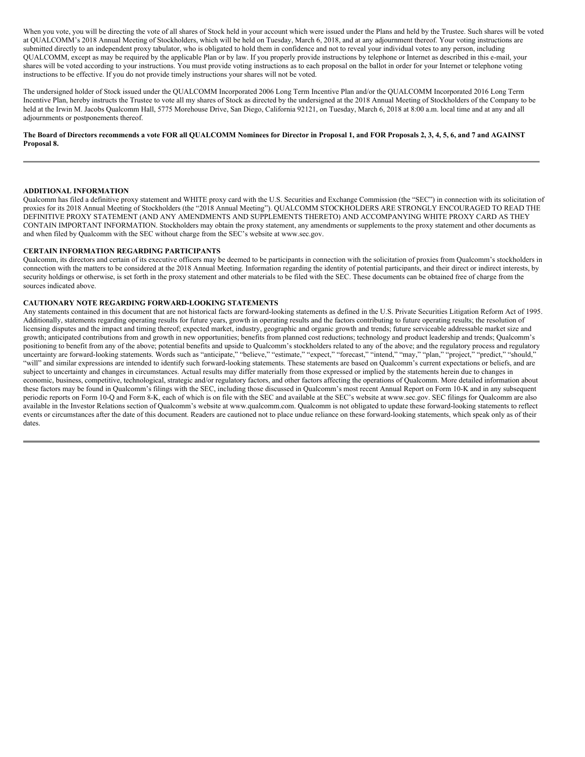When you vote, you will be directing the vote of all shares of Stock held in your account which were issued under the Plans and held by the Trustee. Such shares will be voted at QUALCOMM's 2018 Annual Meeting of Stockholders, which will be held on Tuesday, March 6, 2018, and at any adjournment thereof. Your voting instructions are submitted directly to an independent proxy tabulator, who is obligated to hold them in confidence and not to reveal your individual votes to any person, including QUALCOMM, except as may be required by the applicable Plan or by law. If you properly provide instructions by telephone or Internet as described in this e-mail, your shares will be voted according to your instructions. You must provide voting instructions as to each proposal on the ballot in order for your Internet or telephone voting instructions to be effective. If you do not provide timely instructions your shares will not be voted.

The undersigned holder of Stock issued under the QUALCOMM Incorporated 2006 Long Term Incentive Plan and/or the QUALCOMM Incorporated 2016 Long Term Incentive Plan, hereby instructs the Trustee to vote all my shares of Stock as directed by the undersigned at the 2018 Annual Meeting of Stockholders of the Company to be held at the Irwin M. Jacobs Qualcomm Hall, 5775 Morehouse Drive, San Diego, California 92121, on Tuesday, March 6, 2018 at 8:00 a.m. local time and at any and all adjournments or postponements thereof.

**The Board of Directors recommends a vote FOR all QUALCOMM Nominees for Director in Proposal 1, and FOR Proposals 2, 3, 4, 5, 6, and 7 and AGAINST Proposal 8.**

---

**ADDITIONAL INFORMATION**

Qualcomm has filed a definitive proxy statement and WHITE proxy card with the U.S. Securities and Exchange Commission (the "SEC") in connection with its solicitation of proxies for its 2018 Annual Meeting of Stockholders (the "2018 Annual Meeting"). QUALCOMM STOCKHOLDERS ARE STRONGLY ENCOURAGED TO READ THE DEFINITIVE PROXY STATEMENT (AND ANY AMENDMENTS AND SUPPLEMENTS THERETO) AND ACCOMPANYING WHITE PROXY CARD AS THEY CONTAIN IMPORTANT INFORMATION. Stockholders may obtain the proxy statement, any amendments or supplements to the proxy statement and other documents as and when filed by Qualcomm with the SEC without charge from the SEC's website at www.sec.gov.

**CERTAIN INFORMATION REGARDING PARTICIPANTS**

Qualcomm, its directors and certain of its executive officers may be deemed to be participants in connection with the solicitation of proxies from Qualcomm's stockholders in connection with the matters to be considered at the 2018 Annual Meeting. Information regarding the identity of potential participants, and their direct or indirect interests, by security holdings or otherwise, is set forth in the proxy statement and other materials to be filed with the SEC. These documents can be obtained free of charge from the sources indicated above.

**CAUTIONARY NOTE REGARDING FORWARD-LOOKING STATEMENTS**

Any statements contained in this document that are not historical facts are forward-looking statements as defined in the U.S. Private Securities Litigation Reform Act of 1995. Additionally, statements regarding operating results for future years, growth in operating results and the factors contributing to future operating results; the resolution of licensing disputes and the impact and timing thereof; expected market, industry, geographic and organic growth and trends; future serviceable addressable market size and growth; anticipated contributions from and growth in new opportunities; benefits from planned cost reductions; technology and product leadership and trends; Qualcomm's positioning to benefit from any of the above; potential benefits and upside to Qualcomm's stockholders related to any of the above; and the regulatory process and regulatory uncertainty are forward-looking statements. Words such as "anticipate," "believe," "estimate," "expect," "forecast," "intend," "may," "plan," "project," "predict," "should," "will" and similar expressions are intended to identify such forward-looking statements. These statements are based on Qualcomm's current expectations or beliefs, and are subject to uncertainty and changes in circumstances. Actual results may differ materially from those expressed or implied by the statements herein due to changes in economic, business, competitive, technological, strategic and/or regulatory factors, and other factors affecting the operations of Qualcomm. More detailed information about these factors may be found in Qualcomm's filings with the SEC, including those discussed in Qualcomm's most recent Annual Report on Form 10-K and in any subsequent periodic reports on Form 10-Q and Form 8-K, each of which is on file with the SEC and available at the SEC's website at www.sec.gov. SEC filings for Qualcomm are also available in the Investor Relations section of Qualcomm's website at www.qualcomm.com. Qualcomm is not obligated to update these forward-looking statements to reflect events or circumstances after the date of this document. Readers are cautioned not to place undue reliance on these forward-looking statements, which speak only as of their dates.

---